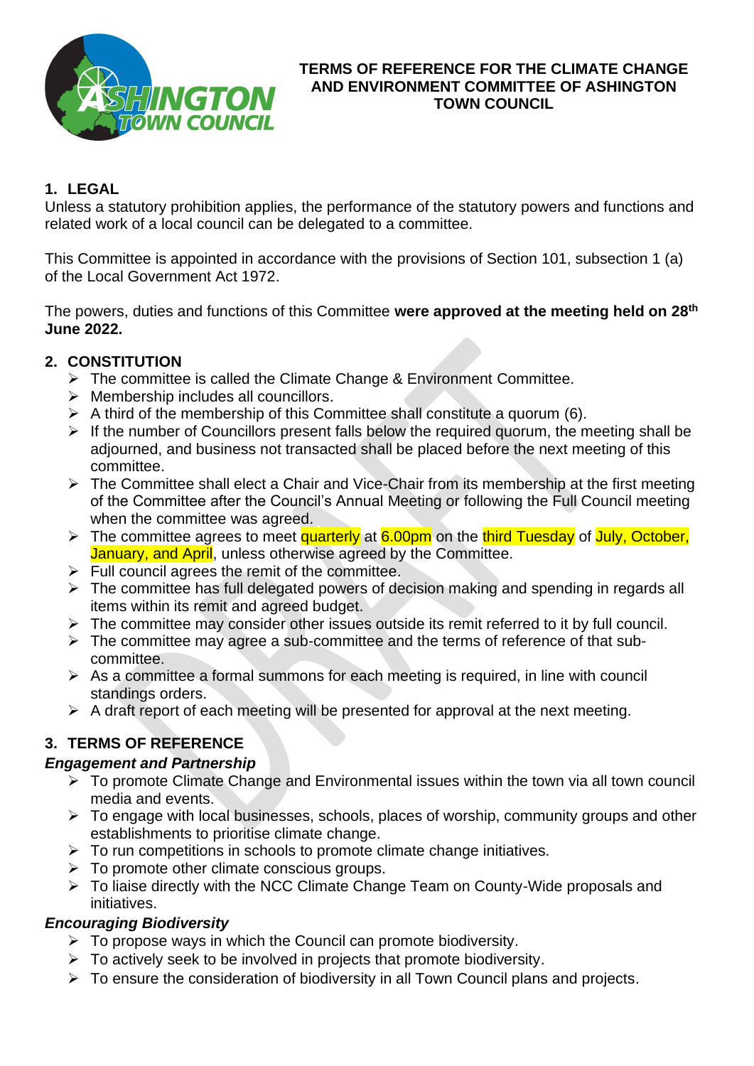# TERMS OF REFERENCE FOR THE CLIMATE CHANGE AND ENVIRONMENT COMMITTEE OF ASHINGTON TOWN COUNCIL

## 1. LEGAL

Unless a statutory prohibition applies, the performance of the statutory powers and functions and related work of a local council can be delegated to a committee.

This Committee is appointed in accordance with the provisions of Section 101, subsection 1 (a) of the Local Government Act 1972.

The powers, duties and functions of this Committee **were approved at the meeting held on 28th June 2022.**

## 2. CONSTITUTION

- The committee is called the Climate Change & Environment Committee.
- Membership includes all councillors.
- A third of the membership of this Committee shall constitute a quorum (6).
- If the number of Councillors present falls below the required quorum, the meeting shall be adjourned, and business not transacted shall be placed before the next meeting of this committee.
- The Committee shall elect a Chair and Vice-Chair from its membership at the first meeting of the Committee after the Council's Annual Meeting or following the Full Council meeting when the committee was agreed.
- The committee agrees to meet quarterly at 6.00pm on the third Tuesday of July, October, January, and April, unless otherwise agreed by the Committee.
- Full council agrees the remit of the committee.
- The committee has full delegated powers of decision making and spending in regards all items within its remit and agreed budget.
- The committee may consider other issues outside its remit referred to it by full council.
- The committee may agree a sub-committee and the terms of reference of that sub-committee.
- As a committee a formal summons for each meeting is required, in line with council standings orders.
- A draft report of each meeting will be presented for approval at the next meeting.

## 3. TERMS OF REFERENCE

### *Engagement and Partnership*

- To promote Climate Change and Environmental issues within the town via all town council media and events.
- To engage with local businesses, schools, places of worship, community groups and other establishments to prioritise climate change.
- To run competitions in schools to promote climate change initiatives.
- To promote other climate conscious groups.
- To liaise directly with the NCC Climate Change Team on County-Wide proposals and initiatives.

### *Encouraging Biodiversity*

- To propose ways in which the Council can promote biodiversity.
- To actively seek to be involved in projects that promote biodiversity.
- To ensure the consideration of biodiversity in all Town Council plans and projects.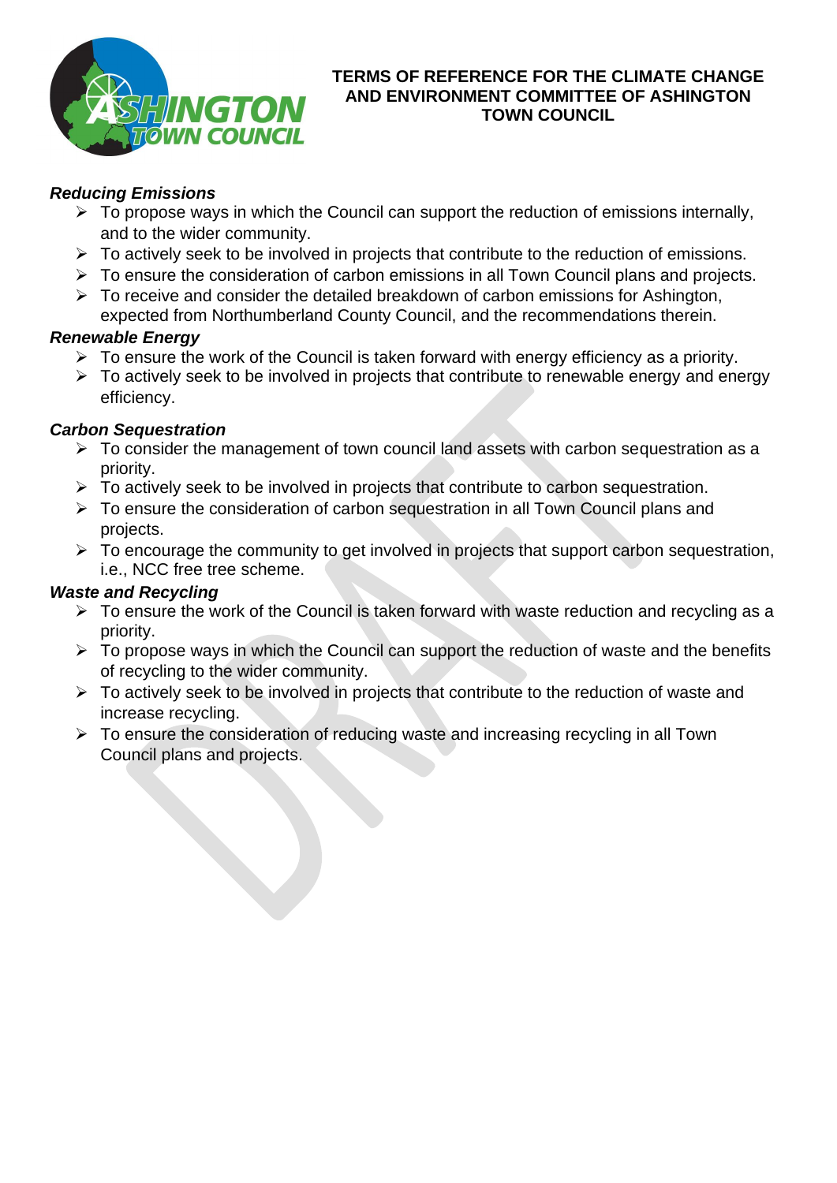# TERMS OF REFERENCE FOR THE CLIMATE CHANGE AND ENVIRONMENT COMMITTEE OF ASHINGTON TOWN COUNCIL

***Reducing Emissions***

- To propose ways in which the Council can support the reduction of emissions internally, and to the wider community.
- To actively seek to be involved in projects that contribute to the reduction of emissions.
- To ensure the consideration of carbon emissions in all Town Council plans and projects.
- To receive and consider the detailed breakdown of carbon emissions for Ashington, expected from Northumberland County Council, and the recommendations therein.

***Renewable Energy***

- To ensure the work of the Council is taken forward with energy efficiency as a priority.
- To actively seek to be involved in projects that contribute to renewable energy and energy efficiency.

***Carbon Sequestration***

- To consider the management of town council land assets with carbon sequestration as a priority.
- To actively seek to be involved in projects that contribute to carbon sequestration.
- To ensure the consideration of carbon sequestration in all Town Council plans and projects.
- To encourage the community to get involved in projects that support carbon sequestration, i.e., NCC free tree scheme.

***Waste and Recycling***

- To ensure the work of the Council is taken forward with waste reduction and recycling as a priority.
- To propose ways in which the Council can support the reduction of waste and the benefits of recycling to the wider community.
- To actively seek to be involved in projects that contribute to the reduction of waste and increase recycling.
- To ensure the consideration of reducing waste and increasing recycling in all Town Council plans and projects.